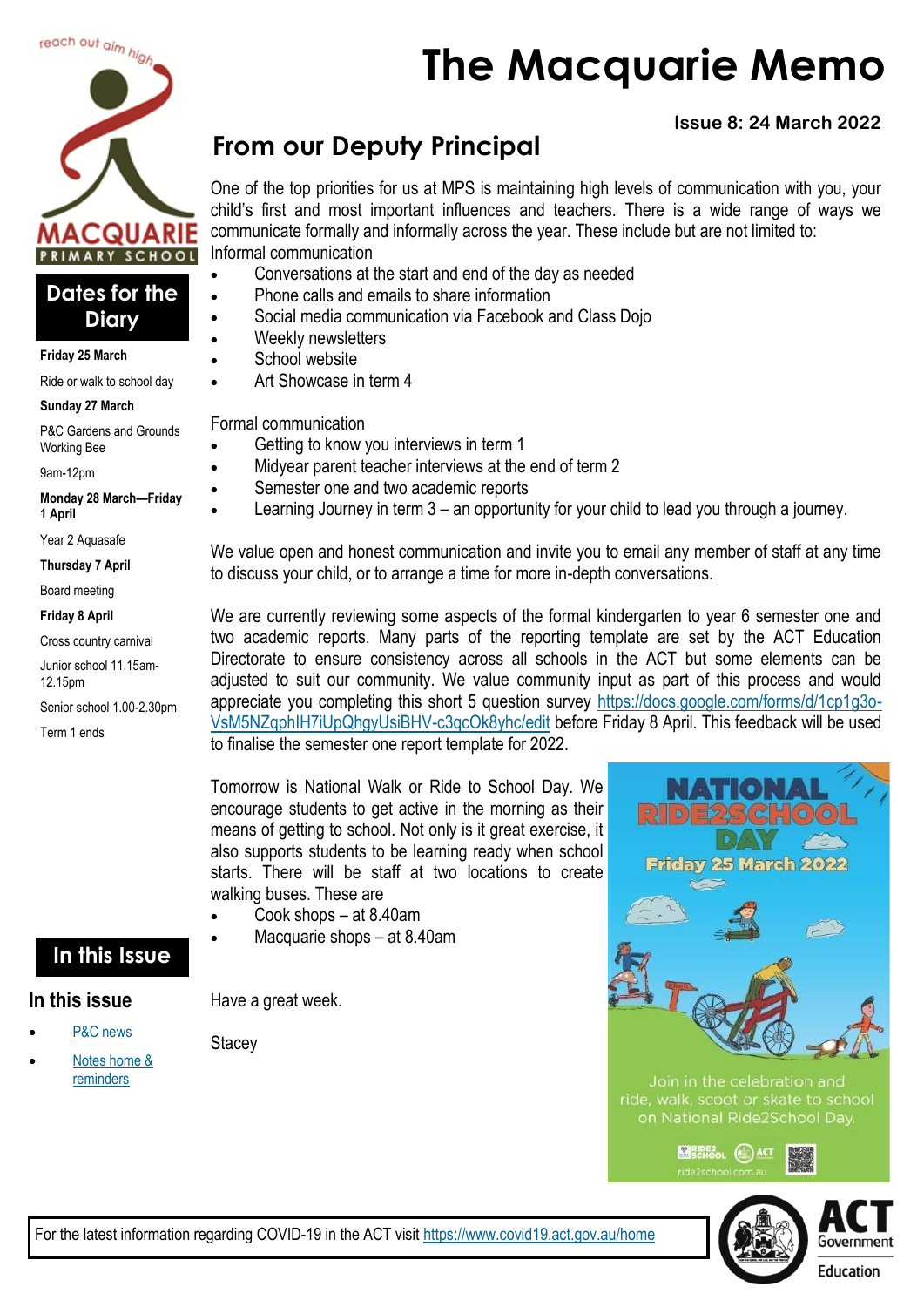# The Macquarie Memo

**Issue 8: 24 March 2022**

## From our Deputy Principal

One of the top priorities for us at MPS is maintaining high levels of communication with you, your child's first and most important influences and teachers. There is a wide range of ways we communicate formally and informally across the year. These include but are not limited to:

Informal communication

- Conversations at the start and end of the day as needed
- Phone calls and emails to share information
- Social media communication via Facebook and Class Dojo
- Weekly newsletters
- School website
- Art Showcase in term 4

Formal communication

- Getting to know you interviews in term 1
- Midyear parent teacher interviews at the end of term 2
- Semester one and two academic reports
- Learning Journey in term 3 – an opportunity for your child to lead you through a journey.

We value open and honest communication and invite you to email any member of staff at any time to discuss your child, or to arrange a time for more in-depth conversations.

We are currently reviewing some aspects of the formal kindergarten to year 6 semester one and two academic reports. Many parts of the reporting template are set by the ACT Education Directorate to ensure consistency across all schools in the ACT but some elements can be adjusted to suit our community. We value community input as part of this process and would appreciate you completing this short 5 question survey https://docs.google.com/forms/d/1cp1g3o-VsM5NZqphIH7iUpQhgyUsiBHV-c3qcOk8yhc/edit before Friday 8 April. This feedback will be used to finalise the semester one report template for 2022.

Tomorrow is National Walk or Ride to School Day. We encourage students to get active in the morning as their means of getting to school. Not only is it great exercise, it also supports students to be learning ready when school starts. There will be staff at two locations to create walking buses. These are

- Cook shops – at 8.40am
- Macquarie shops – at 8.40am

Have a great week.

Stacey

**NATIONAL RIDE2SCHOOL DAY**
**Friday 25 March 2022**

Join in the celebration and ride, walk, scoot or skate to school on National Ride2School Day.

ride2school.com.au

## Dates for the Diary

**Friday 25 March**

Ride or walk to school day

**Sunday 27 March**

P&C Gardens and Grounds Working Bee

9am-12pm

**Monday 28 March—Friday 1 April**

Year 2 Aquasafe

**Thursday 7 April**

Board meeting

**Friday 8 April**

Cross country carnival

Junior school 11.15am-12.15pm

Senior school 1.00-2.30pm

Term 1 ends

## In this Issue

### In this issue

- P&C news
- Notes home & reminders

For the latest information regarding COVID-19 in the ACT visit https://www.covid19.act.gov.au/home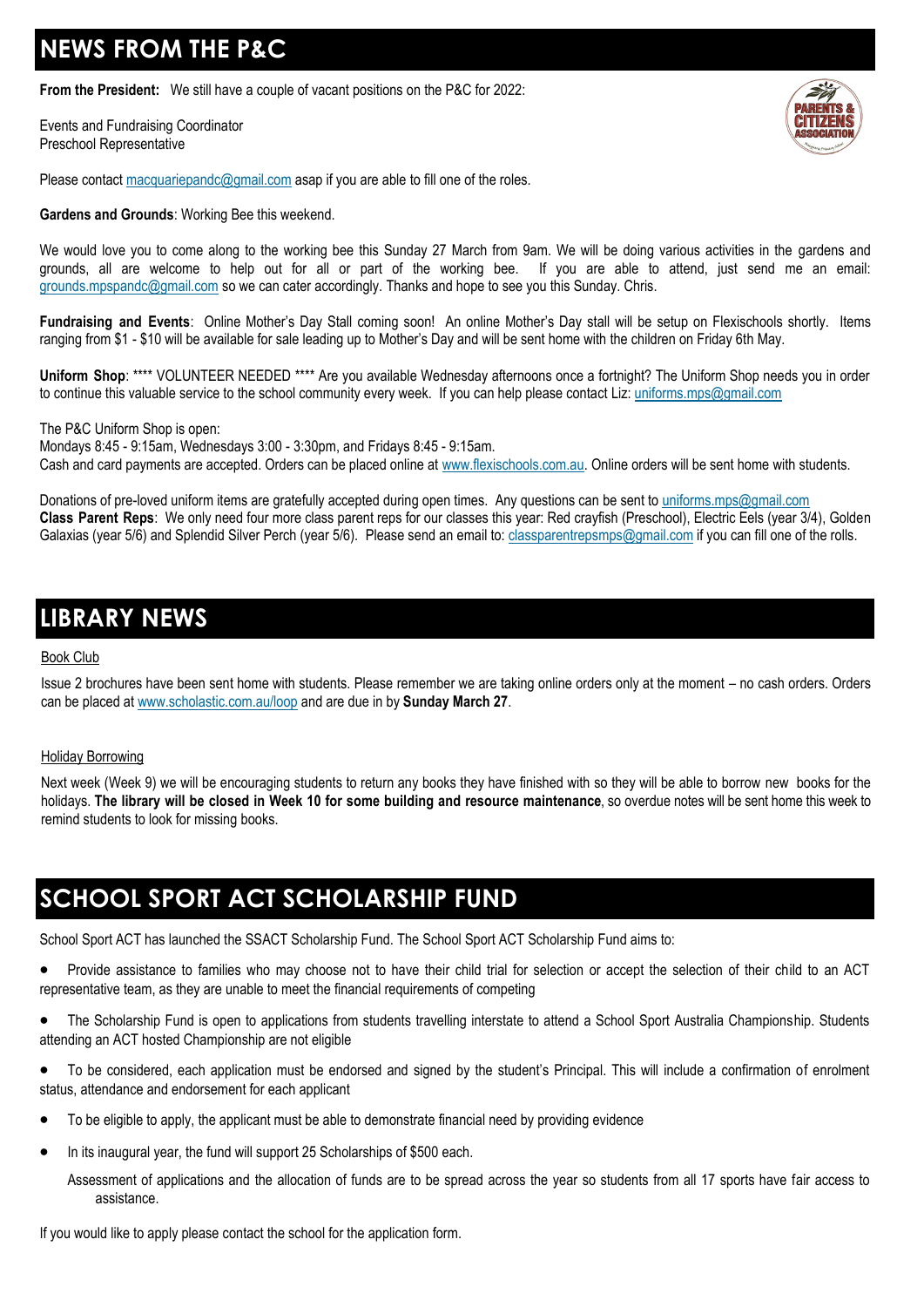## NEWS FROM THE P&C

**From the President:** We still have a couple of vacant positions on the P&C for 2022:

Events and Fundraising Coordinator
Preschool Representative

Please contact macquariepandc@gmail.com asap if you are able to fill one of the roles.

**Gardens and Grounds**: Working Bee this weekend.

We would love you to come along to the working bee this Sunday 27 March from 9am. We will be doing various activities in the gardens and grounds, all are welcome to help out for all or part of the working bee. If you are able to attend, just send me an email: grounds.mpspandc@gmail.com so we can cater accordingly. Thanks and hope to see you this Sunday. Chris.

**Fundraising and Events**: Online Mother's Day Stall coming soon! An online Mother's Day stall will be setup on Flexischools shortly. Items ranging from $1 - $10 will be available for sale leading up to Mother's Day and will be sent home with the children on Friday 6th May.

**Uniform Shop**: **** VOLUNTEER NEEDED **** Are you available Wednesday afternoons once a fortnight? The Uniform Shop needs you in order to continue this valuable service to the school community every week. If you can help please contact Liz: uniforms.mps@gmail.com

The P&C Uniform Shop is open:
Mondays 8:45 - 9:15am, Wednesdays 3:00 - 3:30pm, and Fridays 8:45 - 9:15am.
Cash and card payments are accepted. Orders can be placed online at www.flexischools.com.au. Online orders will be sent home with students.

Donations of pre-loved uniform items are gratefully accepted during open times. Any questions can be sent to uniforms.mps@gmail.com
**Class Parent Reps**: We only need four more class parent reps for our classes this year: Red crayfish (Preschool), Electric Eels (year 3/4), Golden Galaxias (year 5/6) and Splendid Silver Perch (year 5/6). Please send an email to: classparentrepsmps@gmail.com if you can fill one of the rolls.

## LIBRARY NEWS

Book Club

Issue 2 brochures have been sent home with students. Please remember we are taking online orders only at the moment – no cash orders. Orders can be placed at www.scholastic.com.au/loop and are due in by **Sunday March 27**.

Holiday Borrowing

Next week (Week 9) we will be encouraging students to return any books they have finished with so they will be able to borrow new books for the holidays. **The library will be closed in Week 10 for some building and resource maintenance**, so overdue notes will be sent home this week to remind students to look for missing books.

## SCHOOL SPORT ACT SCHOLARSHIP FUND

School Sport ACT has launched the SSACT Scholarship Fund. The School Sport ACT Scholarship Fund aims to:

- Provide assistance to families who may choose not to have their child trial for selection or accept the selection of their child to an ACT representative team, as they are unable to meet the financial requirements of competing
- The Scholarship Fund is open to applications from students travelling interstate to attend a School Sport Australia Championship. Students attending an ACT hosted Championship are not eligible
- To be considered, each application must be endorsed and signed by the student's Principal. This will include a confirmation of enrolment status, attendance and endorsement for each applicant
- To be eligible to apply, the applicant must be able to demonstrate financial need by providing evidence
- In its inaugural year, the fund will support 25 Scholarships of $500 each.

  Assessment of applications and the allocation of funds are to be spread across the year so students from all 17 sports have fair access to assistance.

If you would like to apply please contact the school for the application form.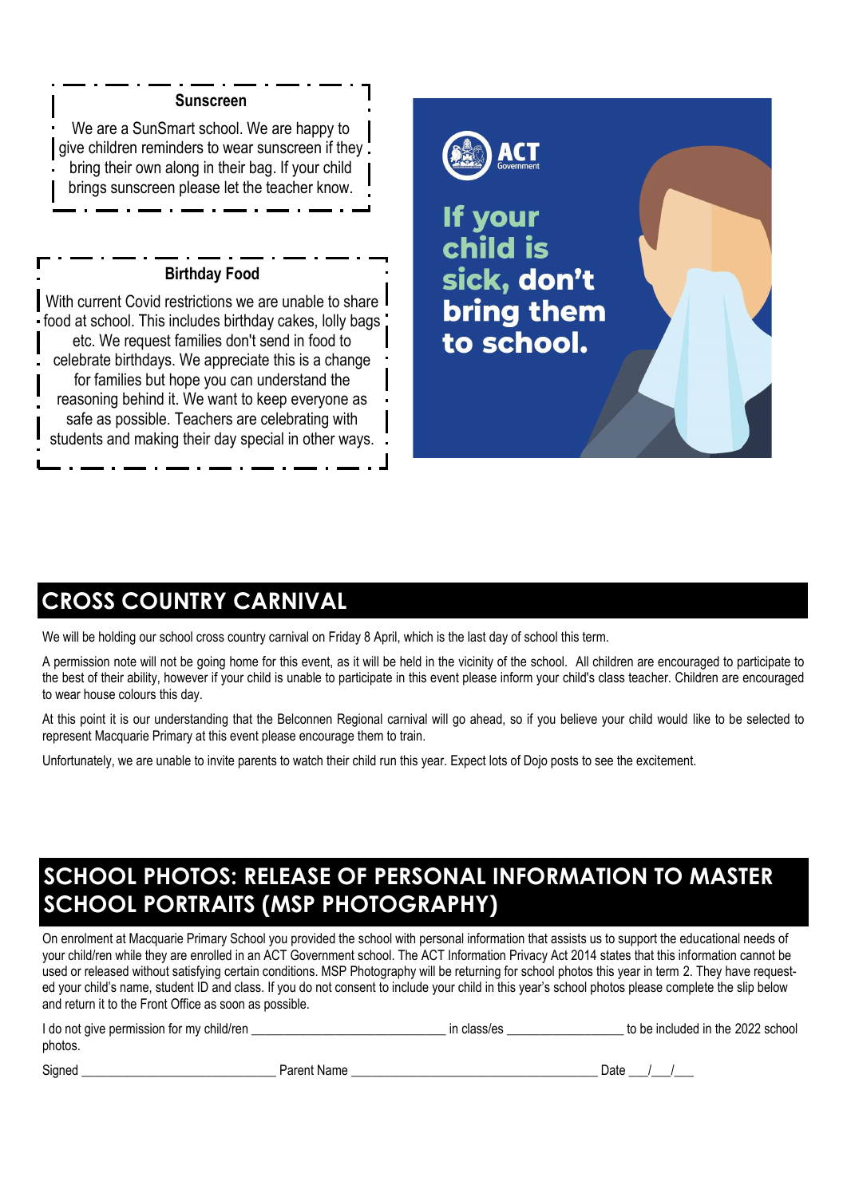### Sunscreen

We are a SunSmart school. We are happy to give children reminders to wear sunscreen if they bring their own along in their bag. If your child brings sunscreen please let the teacher know.

### Birthday Food

With current Covid restrictions we are unable to share food at school. This includes birthday cakes, lolly bags etc. We request families don't send in food to celebrate birthdays. We appreciate this is a change for families but hope you can understand the reasoning behind it. We want to keep everyone as safe as possible. Teachers are celebrating with students and making their day special in other ways.

ACT Government

**If your child is sick, don't bring them to school.**

## CROSS COUNTRY CARNIVAL

We will be holding our school cross country carnival on Friday 8 April, which is the last day of school this term.

A permission note will not be going home for this event, as it will be held in the vicinity of the school. All children are encouraged to participate to the best of their ability, however if your child is unable to participate in this event please inform your child's class teacher. Children are encouraged to wear house colours this day.

At this point it is our understanding that the Belconnen Regional carnival will go ahead, so if you believe your child would like to be selected to represent Macquarie Primary at this event please encourage them to train.

Unfortunately, we are unable to invite parents to watch their child run this year. Expect lots of Dojo posts to see the excitement.

## SCHOOL PHOTOS: RELEASE OF PERSONAL INFORMATION TO MASTER SCHOOL PORTRAITS (MSP PHOTOGRAPHY)

On enrolment at Macquarie Primary School you provided the school with personal information that assists us to support the educational needs of your child/ren while they are enrolled in an ACT Government school. The ACT Information Privacy Act 2014 states that this information cannot be used or released without satisfying certain conditions. MSP Photography will be returning for school photos this year in term 2. They have requested your child's name, student ID and class. If you do not consent to include your child in this year's school photos please complete the slip below and return it to the Front Office as soon as possible.

I do not give permission for my child/ren ______________________________ in class/es __________________ to be included in the 2022 school photos.

Signed ______________________________ Parent Name ______________________________________ Date ___/___/___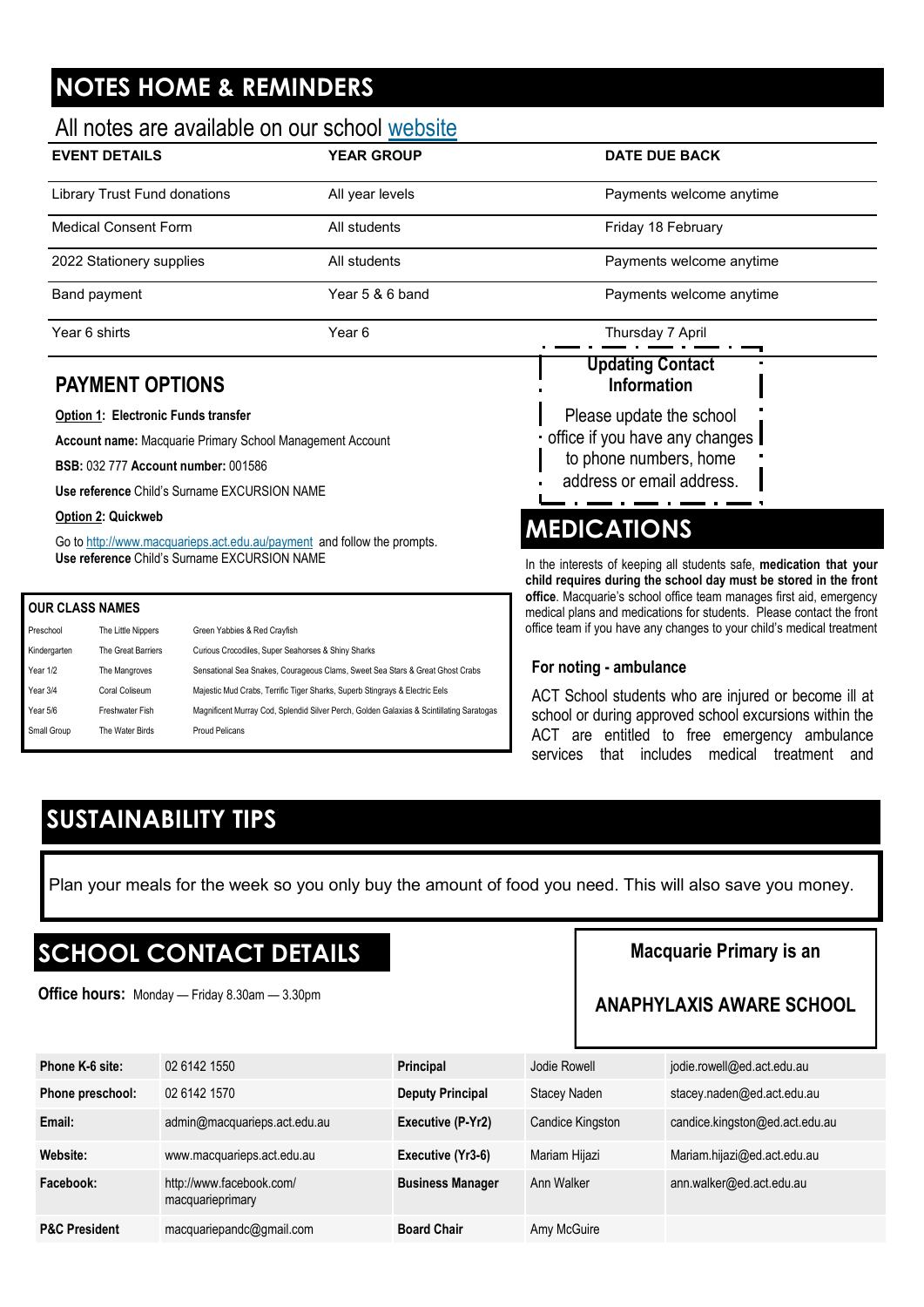# NOTES HOME & REMINDERS

All notes are available on our school website

| EVENT DETAILS | YEAR GROUP | DATE DUE BACK |
|---|---|---|
| Library Trust Fund donations | All year levels | Payments welcome anytime |
| Medical Consent Form | All students | Friday 18 February |
| 2022 Stationery supplies | All students | Payments welcome anytime |
| Band payment | Year 5 & 6 band | Payments welcome anytime |
| Year 6 shirts | Year 6 | Thursday 7 April |

## PAYMENT OPTIONS

**Option 1: Electronic Funds transfer**

**Account name:** Macquarie Primary School Management Account

**BSB:** 032 777 **Account number:** 001586

**Use reference** Child's Surname EXCURSION NAME

**Option 2: Quickweb**

Go to http://www.macquarieps.act.edu.au/payment and follow the prompts.
**Use reference** Child's Surname EXCURSION NAME

**OUR CLASS NAMES**

| | | |
|---|---|---|
| Preschool | The Little Nippers | Green Yabbies & Red Crayfish |
| Kindergarten | The Great Barriers | Curious Crocodiles, Super Seahorses & Shiny Sharks |
| Year 1/2 | The Mangroves | Sensational Sea Snakes, Courageous Clams, Sweet Sea Stars & Great Ghost Crabs |
| Year 3/4 | Coral Coliseum | Majestic Mud Crabs, Terrific Tiger Sharks, Superb Stingrays & Electric Eels |
| Year 5/6 | Freshwater Fish | Magnificent Murray Cod, Splendid Silver Perch, Golden Galaxias & Scintillating Saratogas |
| Small Group | The Water Birds | Proud Pelicans |

**Updating Contact Information**

Please update the school office if you have any changes to phone numbers, home address or email address.

# MEDICATIONS

In the interests of keeping all students safe, **medication that your child requires during the school day must be stored in the front office**. Macquarie's school office team manages first aid, emergency medical plans and medications for students. Please contact the front office team if you have any changes to your child's medical treatment

**For noting - ambulance**

ACT School students who are injured or become ill at school or during approved school excursions within the ACT are entitled to free emergency ambulance services that includes medical treatment and

# SUSTAINABILITY TIPS

Plan your meals for the week so you only buy the amount of food you need. This will also save you money.

# SCHOOL CONTACT DETAILS

**Office hours:** Monday — Friday 8.30am — 3.30pm

**Macquarie Primary is an**

**ANAPHYLAXIS AWARE SCHOOL**

| | | | | |
|---|---|---|---|---|
| **Phone K-6 site:** | 02 6142 1550 | **Principal** | Jodie Rowell | jodie.rowell@ed.act.edu.au |
| **Phone preschool:** | 02 6142 1570 | **Deputy Principal** | Stacey Naden | stacey.naden@ed.act.edu.au |
| **Email:** | admin@macquarieps.act.edu.au | **Executive (P-Yr2)** | Candice Kingston | candice.kingston@ed.act.edu.au |
| **Website:** | www.macquarieps.act.edu.au | **Executive (Yr3-6)** | Mariam Hijazi | Mariam.hijazi@ed.act.edu.au |
| **Facebook:** | http://www.facebook.com/macquarieprimary | **Business Manager** | Ann Walker | ann.walker@ed.act.edu.au |
| **P&C President** | macquariepandc@gmail.com | **Board Chair** | Amy McGuire | |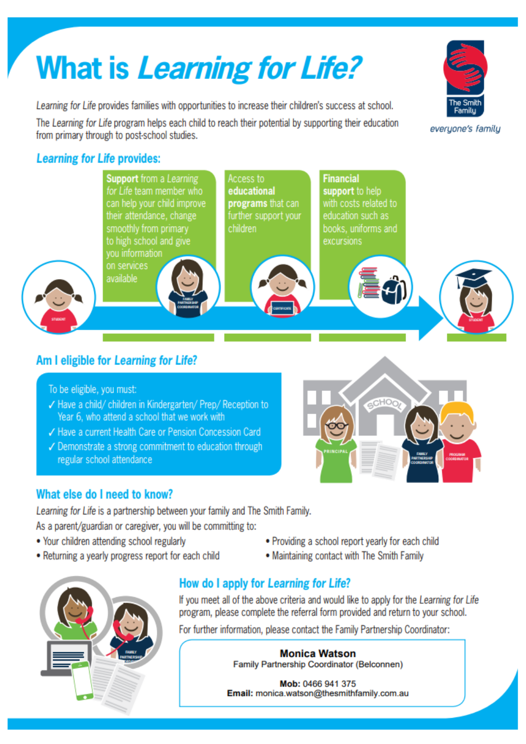# What is *Learning for Life?*

The Smith Family

*everyone's family*

*Learning for Life* provides families with opportunities to increase their children's success at school.

The *Learning for Life* program helps each child to reach their potential by supporting their education from primary through to post-school studies.

## *Learning for Life* provides:

**Support** from a *Learning for Life* team member who can help your child improve their attendance, change smoothly from primary to high school and give you information on services available

Access to **educational programs** that can further support your children

**Financial support** to help with costs related to education such as books, uniforms and excursions

## Am I eligible for *Learning for Life?*

To be eligible, you must:

- ✓ Have a child/ children in Kindergarten/ Prep/ Reception to Year 6, who attend a school that we work with
- ✓ Have a current Health Care or Pension Concession Card
- ✓ Demonstrate a strong commitment to education through regular school attendance

## What else do I need to know?

*Learning for Life* is a partnership between your family and The Smith Family.

As a parent/guardian or caregiver, you will be committing to:

- Your children attending school regularly
- Returning a yearly progress report for each child
- Providing a school report yearly for each child
- Maintaining contact with The Smith Family

## How do I apply for *Learning for Life?*

If you meet all of the above criteria and would like to apply for the *Learning for Life* program, please complete the referral form provided and return to your school.

For further information, please contact the Family Partnership Coordinator:

**Monica Watson**
Family Partnership Coordinator (Belconnen)

**Mob:** 0466 941 375
**Email:** monica.watson@thesmithfamily.com.au